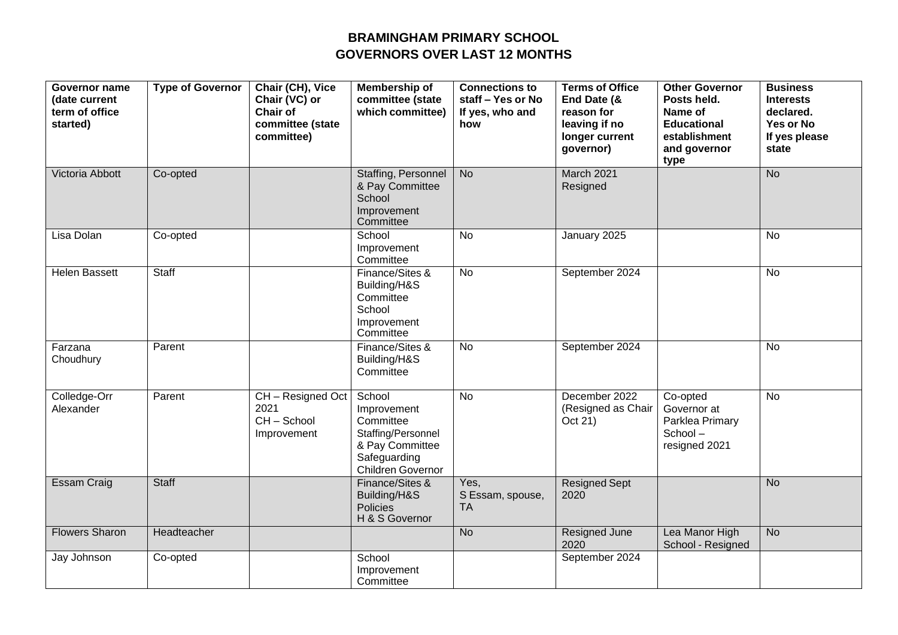# BRAMINGHAM PRIMARY SCHOOL
## GOVERNORS OVER LAST 12 MONTHS

| Governor name (date current term of office started) | Type of Governor | Chair (CH), Vice Chair (VC) or Chair of committee (state committee) | Membership of committee (state which committee) | Connections to staff – Yes or No If yes, who and how | Terms of Office End Date (& reason for leaving if no longer current governor) | Other Governor Posts held. Name of Educational establishment and governor type | Business Interests declared. Yes or No If yes please state |
|---|---|---|---|---|---|---|---|
| Victoria Abbott | Co-opted | | Staffing, Personnel & Pay Committee School Improvement Committee | No | March 2021 Resigned | | No |
| Lisa Dolan | Co-opted | | School Improvement Committee | No | January 2025 | | No |
| Helen Bassett | Staff | | Finance/Sites & Building/H&S Committee School Improvement Committee | No | September 2024 | | No |
| Farzana Choudhury | Parent | | Finance/Sites & Building/H&S Committee | No | September 2024 | | No |
| Colledge-Orr Alexander | Parent | CH – Resigned Oct 2021 CH – School Improvement | School Improvement Committee Staffing/Personnel & Pay Committee Safeguarding Children Governor | No | December 2022 (Resigned as Chair Oct 21) | Co-opted Governor at Parklea Primary School – resigned 2021 | No |
| Essam Craig | Staff | | Finance/Sites & Building/H&S Policies H & S Governor | Yes, S Essam, spouse, TA | Resigned Sept 2020 | | No |
| Flowers Sharon | Headteacher | | | No | Resigned June 2020 | Lea Manor High School - Resigned | No |
| Jay Johnson | Co-opted | | School Improvement Committee | | September 2024 | | |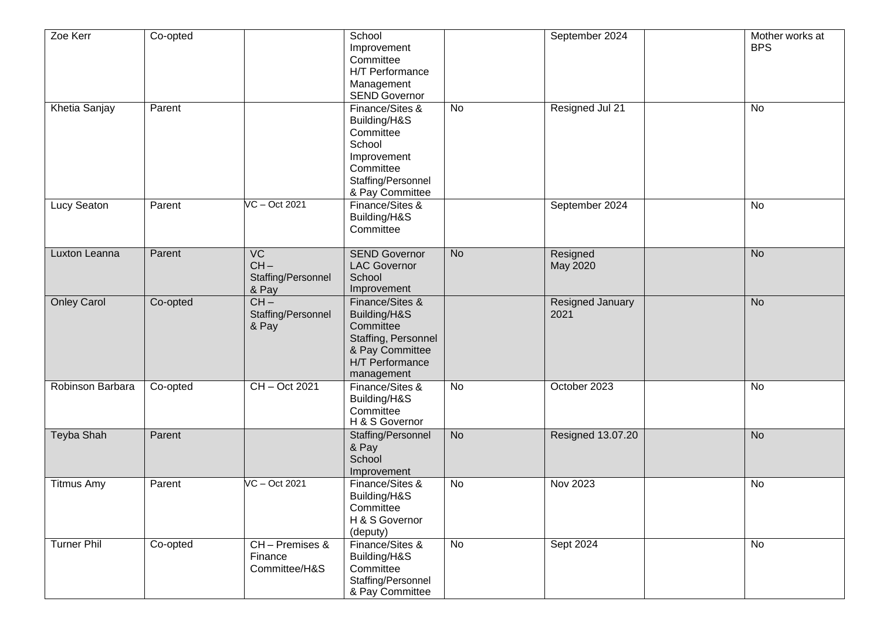| | | | | | | | |
|---|---|---|---|---|---|---|---|
| Zoe Kerr | Co-opted | | School Improvement Committee H/T Performance Management SEND Governor | | September 2024 | | Mother works at BPS |
| Khetia Sanjay | Parent | | Finance/Sites & Building/H&S Committee School Improvement Committee Staffing/Personnel & Pay Committee | No | Resigned Jul 21 | | No |
| Lucy Seaton | Parent | VC – Oct 2021 | Finance/Sites & Building/H&S Committee | | September 2024 | | No |
| Luxton Leanna | Parent | VC CH – Staffing/Personnel & Pay | SEND Governor LAC Governor School Improvement | No | Resigned May 2020 | | No |
| Onley Carol | Co-opted | CH – Staffing/Personnel & Pay | Finance/Sites & Building/H&S Committee Staffing, Personnel & Pay Committee H/T Performance management | | Resigned January 2021 | | No |
| Robinson Barbara | Co-opted | CH – Oct 2021 | Finance/Sites & Building/H&S Committee H & S Governor | No | October 2023 | | No |
| Teyba Shah | Parent | | Staffing/Personnel & Pay School Improvement | No | Resigned 13.07.20 | | No |
| Titmus Amy | Parent | VC – Oct 2021 | Finance/Sites & Building/H&S Committee H & S Governor (deputy) | No | Nov 2023 | | No |
| Turner Phil | Co-opted | CH – Premises & Finance Committee/H&S | Finance/Sites & Building/H&S Committee Staffing/Personnel & Pay Committee | No | Sept 2024 | | No |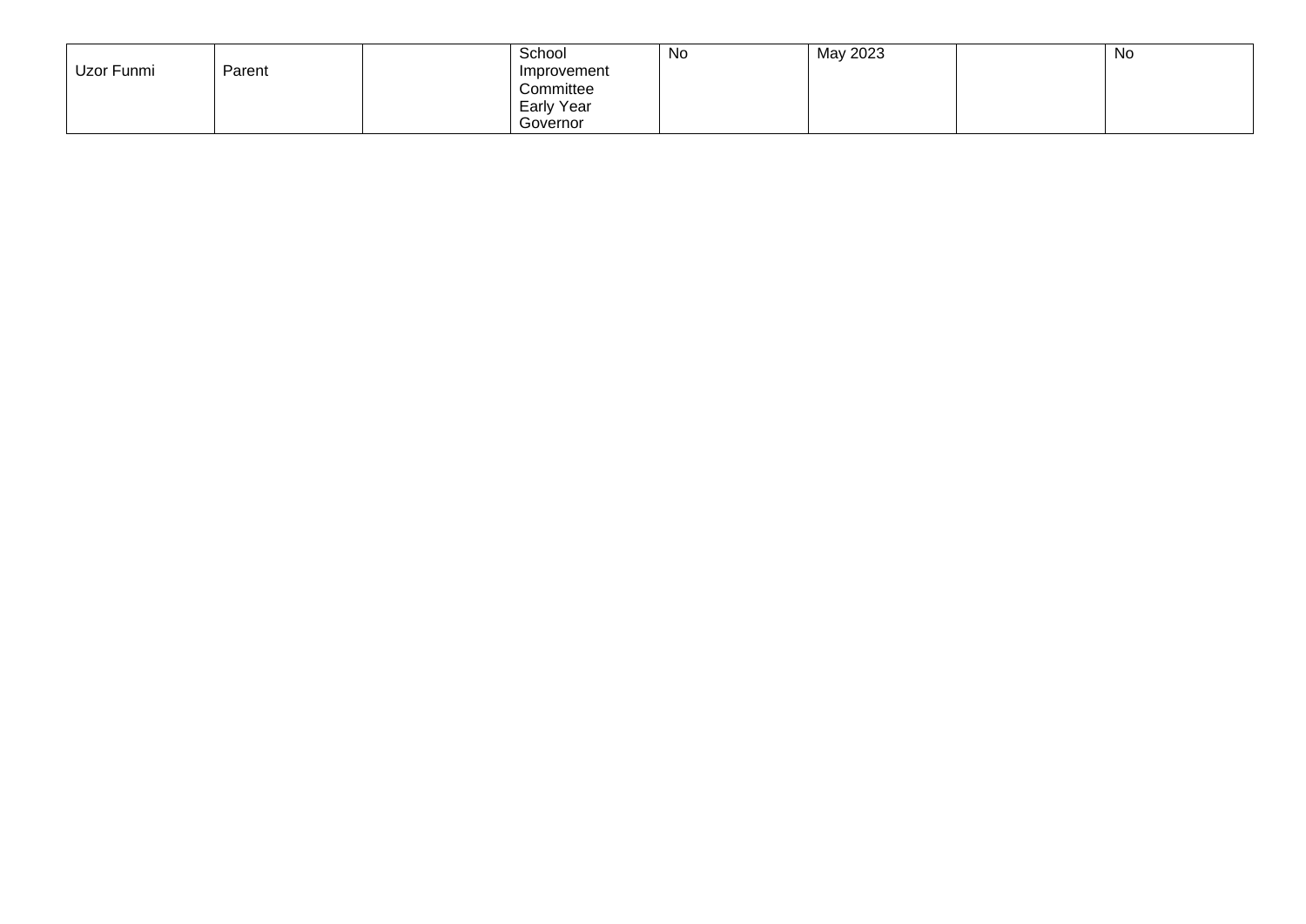| | | | | | | | |
|---|---|---|---|---|---|---|---|
| Uzor Funmi | Parent | | School Improvement Committee Early Year Governor | No | May 2023 | | No |